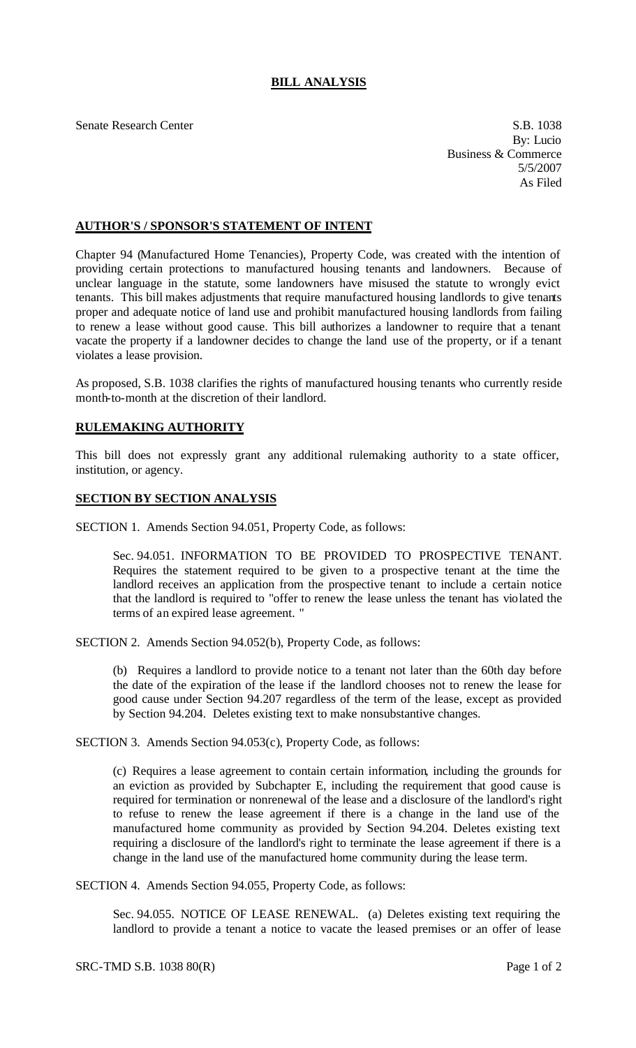# BILL ANALYSIS

Senate Research Center

S.B. 1038
By: Lucio
Business & Commerce
5/5/2007
As Filed

## AUTHOR'S / SPONSOR'S STATEMENT OF INTENT

Chapter 94 (Manufactured Home Tenancies), Property Code, was created with the intention of providing certain protections to manufactured housing tenants and landowners. Because of unclear language in the statute, some landowners have misused the statute to wrongly evict tenants. This bill makes adjustments that require manufactured housing landlords to give tenants proper and adequate notice of land use and prohibit manufactured housing landlords from failing to renew a lease without good cause. This bill authorizes a landowner to require that a tenant vacate the property if a landowner decides to change the land use of the property, or if a tenant violates a lease provision.

As proposed, S.B. 1038 clarifies the rights of manufactured housing tenants who currently reside month-to-month at the discretion of their landlord.

## RULEMAKING AUTHORITY

This bill does not expressly grant any additional rulemaking authority to a state officer, institution, or agency.

## SECTION BY SECTION ANALYSIS

SECTION 1. Amends Section 94.051, Property Code, as follows:

> Sec. 94.051. INFORMATION TO BE PROVIDED TO PROSPECTIVE TENANT. Requires the statement required to be given to a prospective tenant at the time the landlord receives an application from the prospective tenant to include a certain notice that the landlord is required to "offer to renew the lease unless the tenant has violated the terms of an expired lease agreement."

SECTION 2. Amends Section 94.052(b), Property Code, as follows:

> (b) Requires a landlord to provide notice to a tenant not later than the 60th day before the date of the expiration of the lease if the landlord chooses not to renew the lease for good cause under Section 94.207 regardless of the term of the lease, except as provided by Section 94.204. Deletes existing text to make nonsubstantive changes.

SECTION 3. Amends Section 94.053(c), Property Code, as follows:

> (c) Requires a lease agreement to contain certain information, including the grounds for an eviction as provided by Subchapter E, including the requirement that good cause is required for termination or nonrenewal of the lease and a disclosure of the landlord's right to refuse to renew the lease agreement if there is a change in the land use of the manufactured home community as provided by Section 94.204. Deletes existing text requiring a disclosure of the landlord's right to terminate the lease agreement if there is a change in the land use of the manufactured home community during the lease term.

SECTION 4. Amends Section 94.055, Property Code, as follows:

> Sec. 94.055. NOTICE OF LEASE RENEWAL. (a) Deletes existing text requiring the landlord to provide a tenant a notice to vacate the leased premises or an offer of lease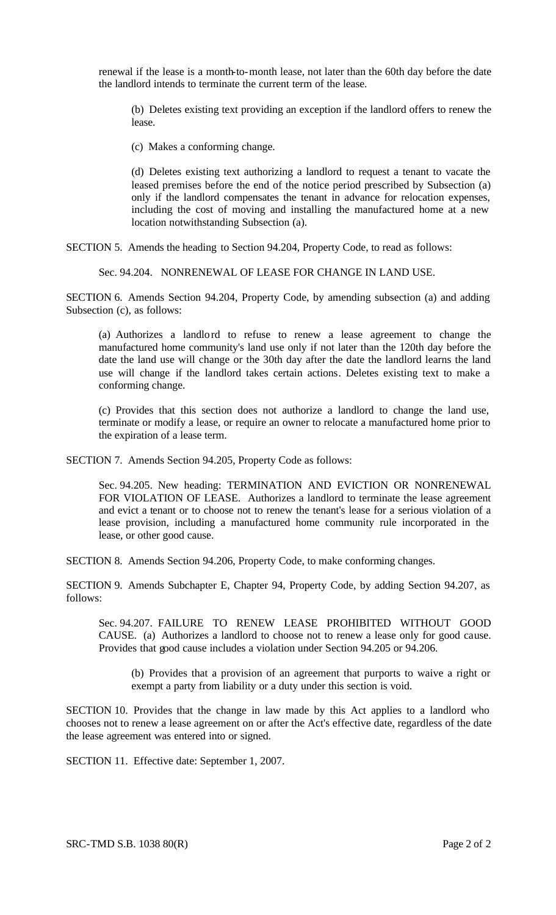renewal if the lease is a month-to-month lease, not later than the 60th day before the date the landlord intends to terminate the current term of the lease.

(b) Deletes existing text providing an exception if the landlord offers to renew the lease.

(c) Makes a conforming change.

(d) Deletes existing text authorizing a landlord to request a tenant to vacate the leased premises before the end of the notice period prescribed by Subsection (a) only if the landlord compensates the tenant in advance for relocation expenses, including the cost of moving and installing the manufactured home at a new location notwithstanding Subsection (a).

SECTION 5. Amends the heading to Section 94.204, Property Code, to read as follows:

Sec. 94.204. NONRENEWAL OF LEASE FOR CHANGE IN LAND USE.

SECTION 6. Amends Section 94.204, Property Code, by amending subsection (a) and adding Subsection (c), as follows:

(a) Authorizes a landlord to refuse to renew a lease agreement to change the manufactured home community's land use only if not later than the 120th day before the date the land use will change or the 30th day after the date the landlord learns the land use will change if the landlord takes certain actions. Deletes existing text to make a conforming change.

(c) Provides that this section does not authorize a landlord to change the land use, terminate or modify a lease, or require an owner to relocate a manufactured home prior to the expiration of a lease term.

SECTION 7. Amends Section 94.205, Property Code as follows:

Sec. 94.205. New heading: TERMINATION AND EVICTION OR NONRENEWAL FOR VIOLATION OF LEASE. Authorizes a landlord to terminate the lease agreement and evict a tenant or to choose not to renew the tenant's lease for a serious violation of a lease provision, including a manufactured home community rule incorporated in the lease, or other good cause.

SECTION 8. Amends Section 94.206, Property Code, to make conforming changes.

SECTION 9. Amends Subchapter E, Chapter 94, Property Code, by adding Section 94.207, as follows:

Sec. 94.207. FAILURE TO RENEW LEASE PROHIBITED WITHOUT GOOD CAUSE. (a) Authorizes a landlord to choose not to renew a lease only for good cause. Provides that good cause includes a violation under Section 94.205 or 94.206.

(b) Provides that a provision of an agreement that purports to waive a right or exempt a party from liability or a duty under this section is void.

SECTION 10. Provides that the change in law made by this Act applies to a landlord who chooses not to renew a lease agreement on or after the Act's effective date, regardless of the date the lease agreement was entered into or signed.

SECTION 11. Effective date: September 1, 2007.